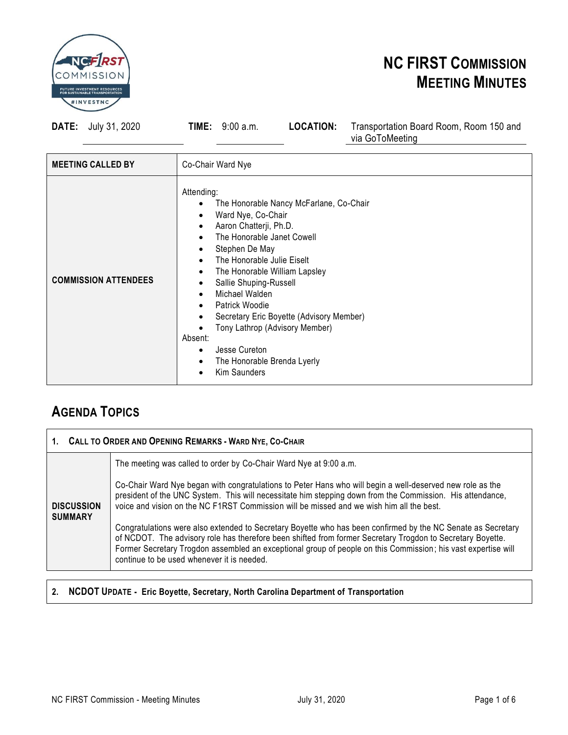# NC FIRST Commission Meeting Minutes

**DATE:** July 31, 2020 **TIME:** 9:00 a.m. **LOCATION:** Transportation Board Room, Room 150 and via GoToMeeting

| | |
|---|---|
| **MEETING CALLED BY** | Co-Chair Ward Nye |
| **COMMISSION ATTENDEES** | Attending:<br>• The Honorable Nancy McFarlane, Co-Chair<br>• Ward Nye, Co-Chair<br>• Aaron Chatterji, Ph.D.<br>• The Honorable Janet Cowell<br>• Stephen De May<br>• The Honorable Julie Eiselt<br>• The Honorable William Lapsley<br>• Sallie Shuping-Russell<br>• Michael Walden<br>• Patrick Woodie<br>• Secretary Eric Boyette (Advisory Member)<br>• Tony Lathrop (Advisory Member)<br>Absent:<br>• Jesse Cureton<br>• The Honorable Brenda Lyerly<br>• Kim Saunders |

## Agenda Topics

### 1. Call to Order and Opening Remarks - Ward Nye, Co-Chair

**DISCUSSION SUMMARY**

The meeting was called to order by Co-Chair Ward Nye at 9:00 a.m.

Co-Chair Ward Nye began with congratulations to Peter Hans who will begin a well-deserved new role as the president of the UNC System. This will necessitate him stepping down from the Commission. His attendance, voice and vision on the NC F1RST Commission will be missed and we wish him all the best.

Congratulations were also extended to Secretary Boyette who has been confirmed by the NC Senate as Secretary of NCDOT. The advisory role has therefore been shifted from former Secretary Trogdon to Secretary Boyette. Former Secretary Trogdon assembled an exceptional group of people on this Commission; his vast expertise will continue to be used whenever it is needed.

### 2. NCDOT Update - Eric Boyette, Secretary, North Carolina Department of Transportation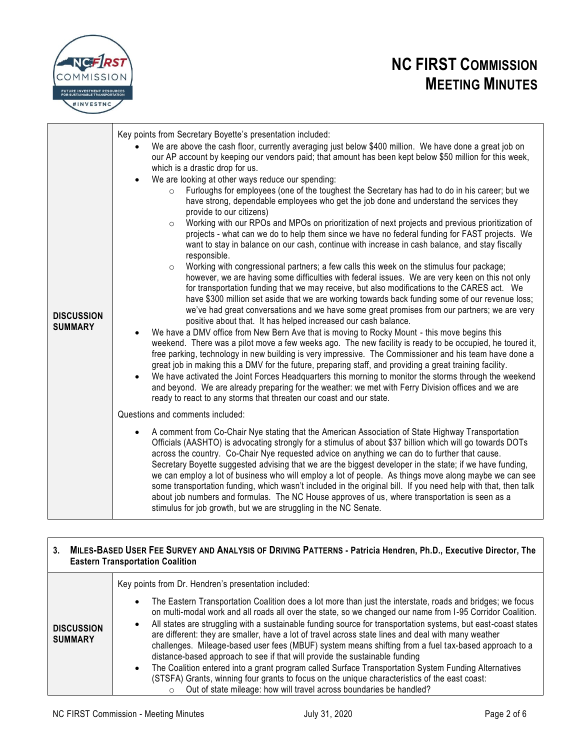# NC FIRST COMMISSION MEETING MINUTES

| | |
|---|---|
| **DISCUSSION SUMMARY** | Key points from Secretary Boyette's presentation included:<br>• We are above the cash floor, currently averaging just below $400 million. We have done a great job on our AP account by keeping our vendors paid; that amount has been kept below $50 million for this week, which is a drastic drop for us.<br>• We are looking at other ways reduce our spending:<br>  ○ Furloughs for employees (one of the toughest the Secretary has had to do in his career; but we have strong, dependable employees who get the job done and understand the services they provide to our citizens)<br>  ○ Working with our RPOs and MPOs on prioritization of next projects and previous prioritization of projects - what can we do to help them since we have no federal funding for FAST projects. We want to stay in balance on our cash, continue with increase in cash balance, and stay fiscally responsible.<br>  ○ Working with congressional partners; a few calls this week on the stimulus four package; however, we are having some difficulties with federal issues. We are very keen on this not only for transportation funding that we may receive, but also modifications to the CARES act. We have $300 million set aside that we are working towards back funding some of our revenue loss; we've had great conversations and we have some great promises from our partners; we are very positive about that. It has helped increased our cash balance.<br>• We have a DMV office from New Bern Ave that is moving to Rocky Mount - this move begins this weekend. There was a pilot move a few weeks ago. The new facility is ready to be occupied, he toured it, free parking, technology in new building is very impressive. The Commissioner and his team have done a great job in making this a DMV for the future, preparing staff, and providing a great training facility.<br>• We have activated the Joint Forces Headquarters this morning to monitor the storms through the weekend and beyond. We are already preparing for the weather: we met with Ferry Division offices and we are ready to react to any storms that threaten our coast and our state.<br><br>Questions and comments included:<br>• A comment from Co-Chair Nye stating that the American Association of State Highway Transportation Officials (AASHTO) is advocating strongly for a stimulus of about $37 billion which will go towards DOTs across the country. Co-Chair Nye requested advice on anything we can do to further that cause. Secretary Boyette suggested advising that we are the biggest developer in the state; if we have funding, we can employ a lot of business who will employ a lot of people. As things move along maybe we can see some transportation funding, which wasn't included in the original bill. If you need help with that, then talk about job numbers and formulas. The NC House approves of us, where transportation is seen as a stimulus for job growth, but we are struggling in the NC Senate. |

## 3. MILES-BASED USER FEE SURVEY AND ANALYSIS OF DRIVING PATTERNS - Patricia Hendren, Ph.D., Executive Director, The Eastern Transportation Coalition

| | |
|---|---|
| **DISCUSSION SUMMARY** | Key points from Dr. Hendren's presentation included:<br>• The Eastern Transportation Coalition does a lot more than just the interstate, roads and bridges; we focus on multi-modal work and all roads all over the state, so we changed our name from I-95 Corridor Coalition.<br>• All states are struggling with a sustainable funding source for transportation systems, but east-coast states are different: they are smaller, have a lot of travel across state lines and deal with many weather challenges. Mileage-based user fees (MBUF) system means shifting from a fuel tax-based approach to a distance-based approach to see if that will provide the sustainable funding<br>• The Coalition entered into a grant program called Surface Transportation System Funding Alternatives (STSFA) Grants, winning four grants to focus on the unique characteristics of the east coast:<br>  ○ Out of state mileage: how will travel across boundaries be handled? |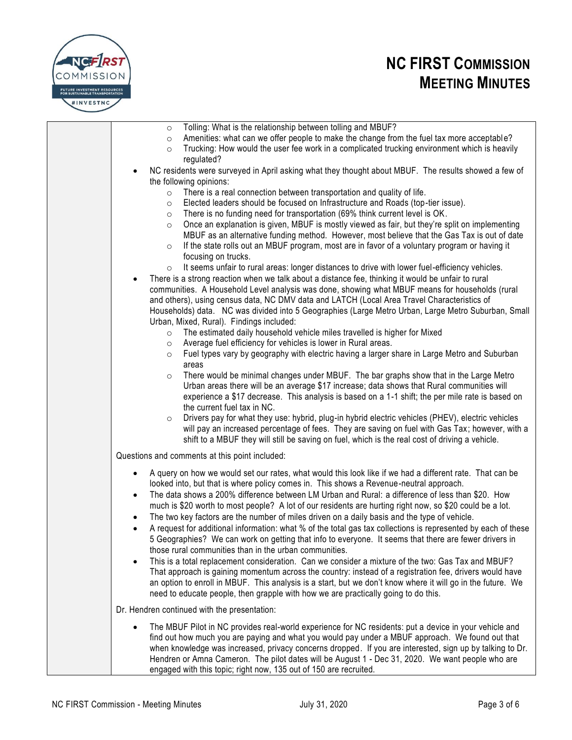- Tolling: What is the relationship between tolling and MBUF?
  - Amenities: what can we offer people to make the change from the fuel tax more acceptable?
  - Trucking: How would the user fee work in a complicated trucking environment which is heavily regulated?
- NC residents were surveyed in April asking what they thought about MBUF. The results showed a few of the following opinions:
  - There is a real connection between transportation and quality of life.
  - Elected leaders should be focused on Infrastructure and Roads (top-tier issue).
  - There is no funding need for transportation (69% think current level is OK.
  - Once an explanation is given, MBUF is mostly viewed as fair, but they're split on implementing MBUF as an alternative funding method. However, most believe that the Gas Tax is out of date
  - If the state rolls out an MBUF program, most are in favor of a voluntary program or having it focusing on trucks.
  - It seems unfair to rural areas: longer distances to drive with lower fuel-efficiency vehicles.
- There is a strong reaction when we talk about a distance fee, thinking it would be unfair to rural communities. A Household Level analysis was done, showing what MBUF means for households (rural and others), using census data, NC DMV data and LATCH (Local Area Travel Characteristics of Households) data. NC was divided into 5 Geographies (Large Metro Urban, Large Metro Suburban, Small Urban, Mixed, Rural). Findings included:
  - The estimated daily household vehicle miles travelled is higher for Mixed
  - Average fuel efficiency for vehicles is lower in Rural areas.
  - Fuel types vary by geography with electric having a larger share in Large Metro and Suburban areas
  - There would be minimal changes under MBUF. The bar graphs show that in the Large Metro Urban areas there will be an average $17 increase; data shows that Rural communities will experience a $17 decrease. This analysis is based on a 1-1 shift; the per mile rate is based on the current fuel tax in NC.
  - Drivers pay for what they use: hybrid, plug-in hybrid electric vehicles (PHEV), electric vehicles will pay an increased percentage of fees. They are saving on fuel with Gas Tax; however, with a shift to a MBUF they will still be saving on fuel, which is the real cost of driving a vehicle.

Questions and comments at this point included:

- A query on how we would set our rates, what would this look like if we had a different rate. That can be looked into, but that is where policy comes in. This shows a Revenue-neutral approach.
- The data shows a 200% difference between LM Urban and Rural: a difference of less than $20. How much is $20 worth to most people? A lot of our residents are hurting right now, so $20 could be a lot.
- The two key factors are the number of miles driven on a daily basis and the type of vehicle.
- A request for additional information: what % of the total gas tax collections is represented by each of these 5 Geographies? We can work on getting that info to everyone. It seems that there are fewer drivers in those rural communities than in the urban communities.
- This is a total replacement consideration. Can we consider a mixture of the two: Gas Tax and MBUF? That approach is gaining momentum across the country: instead of a registration fee, drivers would have an option to enroll in MBUF. This analysis is a start, but we don't know where it will go in the future. We need to educate people, then grapple with how we are practically going to do this.

Dr. Hendren continued with the presentation:

- The MBUF Pilot in NC provides real-world experience for NC residents: put a device in your vehicle and find out how much you are paying and what you would pay under a MBUF approach. We found out that when knowledge was increased, privacy concerns dropped. If you are interested, sign up by talking to Dr. Hendren or Amna Cameron. The pilot dates will be August 1 - Dec 31, 2020. We want people who are engaged with this topic; right now, 135 out of 150 are recruited.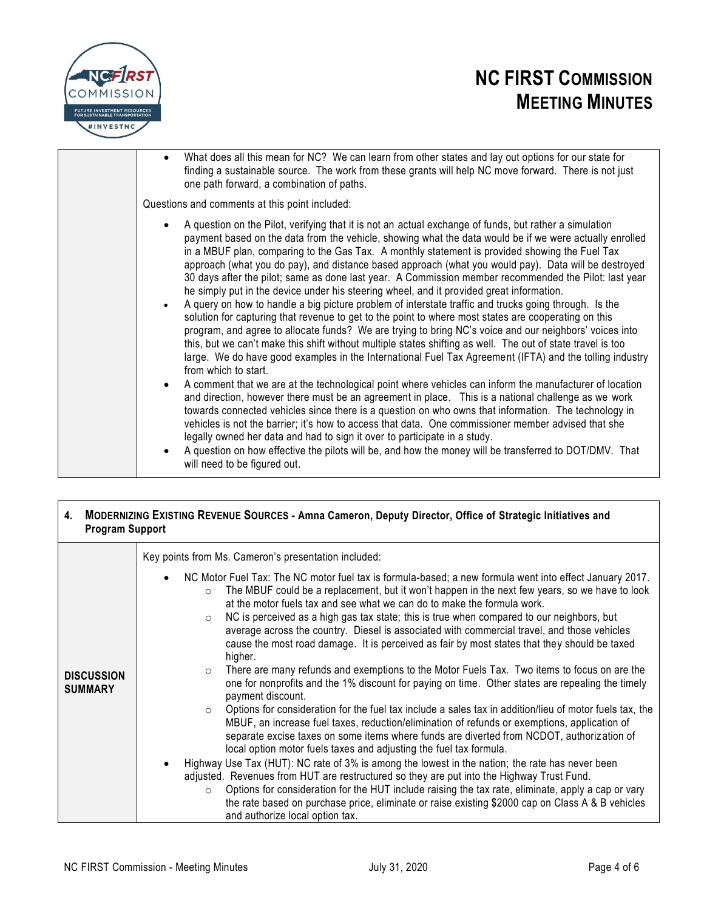- What does all this mean for NC? We can learn from other states and lay out options for our state for finding a sustainable source. The work from these grants will help NC move forward. There is not just one path forward, a combination of paths.

Questions and comments at this point included:

- A question on the Pilot, verifying that it is not an actual exchange of funds, but rather a simulation payment based on the data from the vehicle, showing what the data would be if we were actually enrolled in a MBUF plan, comparing to the Gas Tax. A monthly statement is provided showing the Fuel Tax approach (what you do pay), and distance based approach (what you would pay). Data will be destroyed 30 days after the pilot; same as done last year. A Commission member recommended the Pilot: last year he simply put in the device under his steering wheel, and it provided great information.
- A query on how to handle a big picture problem of interstate traffic and trucks going through. Is the solution for capturing that revenue to get to the point to where most states are cooperating on this program, and agree to allocate funds? We are trying to bring NC's voice and our neighbors' voices into this, but we can't make this shift without multiple states shifting as well. The out of state travel is too large. We do have good examples in the International Fuel Tax Agreement (IFTA) and the tolling industry from which to start.
- A comment that we are at the technological point where vehicles can inform the manufacturer of location and direction, however there must be an agreement in place. This is a national challenge as we work towards connected vehicles since there is a question on who owns that information. The technology in vehicles is not the barrier; it's how to access that data. One commissioner member advised that she legally owned her data and had to sign it over to participate in a study.
- A question on how effective the pilots will be, and how the money will be transferred to DOT/DMV. That will need to be figured out.

## 4. MODERNIZING EXISTING REVENUE SOURCES - Amna Cameron, Deputy Director, Office of Strategic Initiatives and Program Support

**DISCUSSION SUMMARY**

Key points from Ms. Cameron's presentation included:

- NC Motor Fuel Tax: The NC motor fuel tax is formula-based; a new formula went into effect January 2017.
  - The MBUF could be a replacement, but it won't happen in the next few years, so we have to look at the motor fuels tax and see what we can do to make the formula work.
  - NC is perceived as a high gas tax state; this is true when compared to our neighbors, but average across the country. Diesel is associated with commercial travel, and those vehicles cause the most road damage. It is perceived as fair by most states that they should be taxed higher.
  - There are many refunds and exemptions to the Motor Fuels Tax. Two items to focus on are the one for nonprofits and the 1% discount for paying on time. Other states are repealing the timely payment discount.
  - Options for consideration for the fuel tax include a sales tax in addition/lieu of motor fuels tax, the MBUF, an increase fuel taxes, reduction/elimination of refunds or exemptions, application of separate excise taxes on some items where funds are diverted from NCDOT, authorization of local option motor fuels taxes and adjusting the fuel tax formula.
- Highway Use Tax (HUT): NC rate of 3% is among the lowest in the nation; the rate has never been adjusted. Revenues from HUT are restructured so they are put into the Highway Trust Fund.
  - Options for consideration for the HUT include raising the tax rate, eliminate, apply a cap or vary the rate based on purchase price, eliminate or raise existing $2000 cap on Class A & B vehicles and authorize local option tax.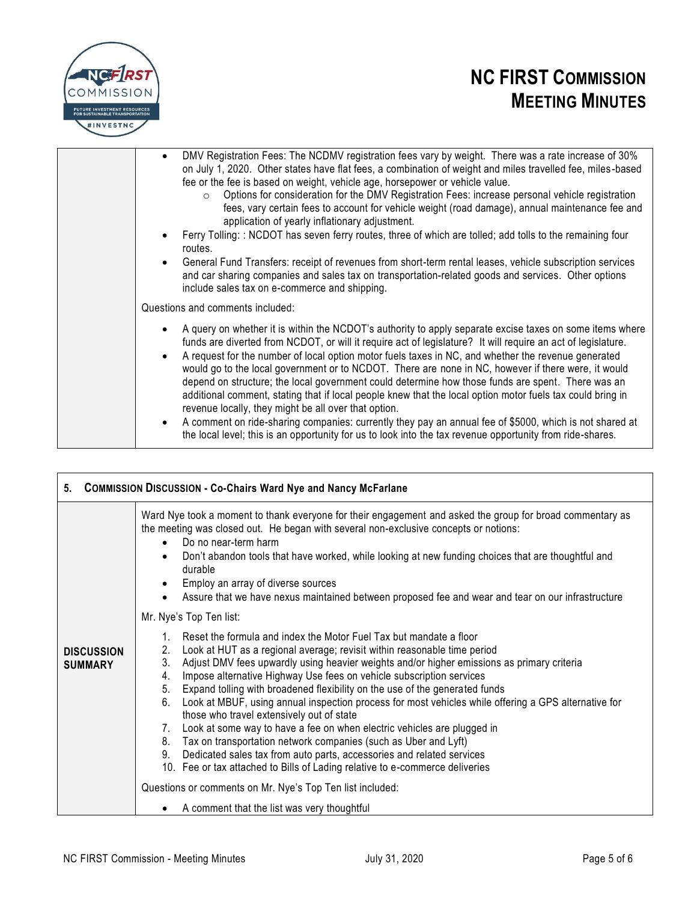- DMV Registration Fees: The NCDMV registration fees vary by weight. There was a rate increase of 30% on July 1, 2020. Other states have flat fees, a combination of weight and miles travelled fee, miles-based fee or the fee is based on weight, vehicle age, horsepower or vehicle value.
  - Options for consideration for the DMV Registration Fees: increase personal vehicle registration fees, vary certain fees to account for vehicle weight (road damage), annual maintenance fee and application of yearly inflationary adjustment.
- Ferry Tolling: : NCDOT has seven ferry routes, three of which are tolled; add tolls to the remaining four routes.
- General Fund Transfers: receipt of revenues from short-term rental leases, vehicle subscription services and car sharing companies and sales tax on transportation-related goods and services. Other options include sales tax on e-commerce and shipping.

Questions and comments included:

- A query on whether it is within the NCDOT's authority to apply separate excise taxes on some items where funds are diverted from NCDOT, or will it require act of legislature? It will require an act of legislature.
- A request for the number of local option motor fuels taxes in NC, and whether the revenue generated would go to the local government or to NCDOT. There are none in NC, however if there were, it would depend on structure; the local government could determine how those funds are spent. There was an additional comment, stating that if local people knew that the local option motor fuels tax could bring in revenue locally, they might be all over that option.
- A comment on ride-sharing companies: currently they pay an annual fee of $5000, which is not shared at the local level; this is an opportunity for us to look into the tax revenue opportunity from ride-shares.

## 5. Commission Discussion - Co-Chairs Ward Nye and Nancy McFarlane

**DISCUSSION SUMMARY**

Ward Nye took a moment to thank everyone for their engagement and asked the group for broad commentary as the meeting was closed out. He began with several non-exclusive concepts or notions:

- Do no near-term harm
- Don't abandon tools that have worked, while looking at new funding choices that are thoughtful and durable
- Employ an array of diverse sources
- Assure that we have nexus maintained between proposed fee and wear and tear on our infrastructure

Mr. Nye's Top Ten list:

1. Reset the formula and index the Motor Fuel Tax but mandate a floor
2. Look at HUT as a regional average; revisit within reasonable time period
3. Adjust DMV fees upwardly using heavier weights and/or higher emissions as primary criteria
4. Impose alternative Highway Use fees on vehicle subscription services
5. Expand tolling with broadened flexibility on the use of the generated funds
6. Look at MBUF, using annual inspection process for most vehicles while offering a GPS alternative for those who travel extensively out of state
7. Look at some way to have a fee on when electric vehicles are plugged in
8. Tax on transportation network companies (such as Uber and Lyft)
9. Dedicated sales tax from auto parts, accessories and related services
10. Fee or tax attached to Bills of Lading relative to e-commerce deliveries

Questions or comments on Mr. Nye's Top Ten list included:

- A comment that the list was very thoughtful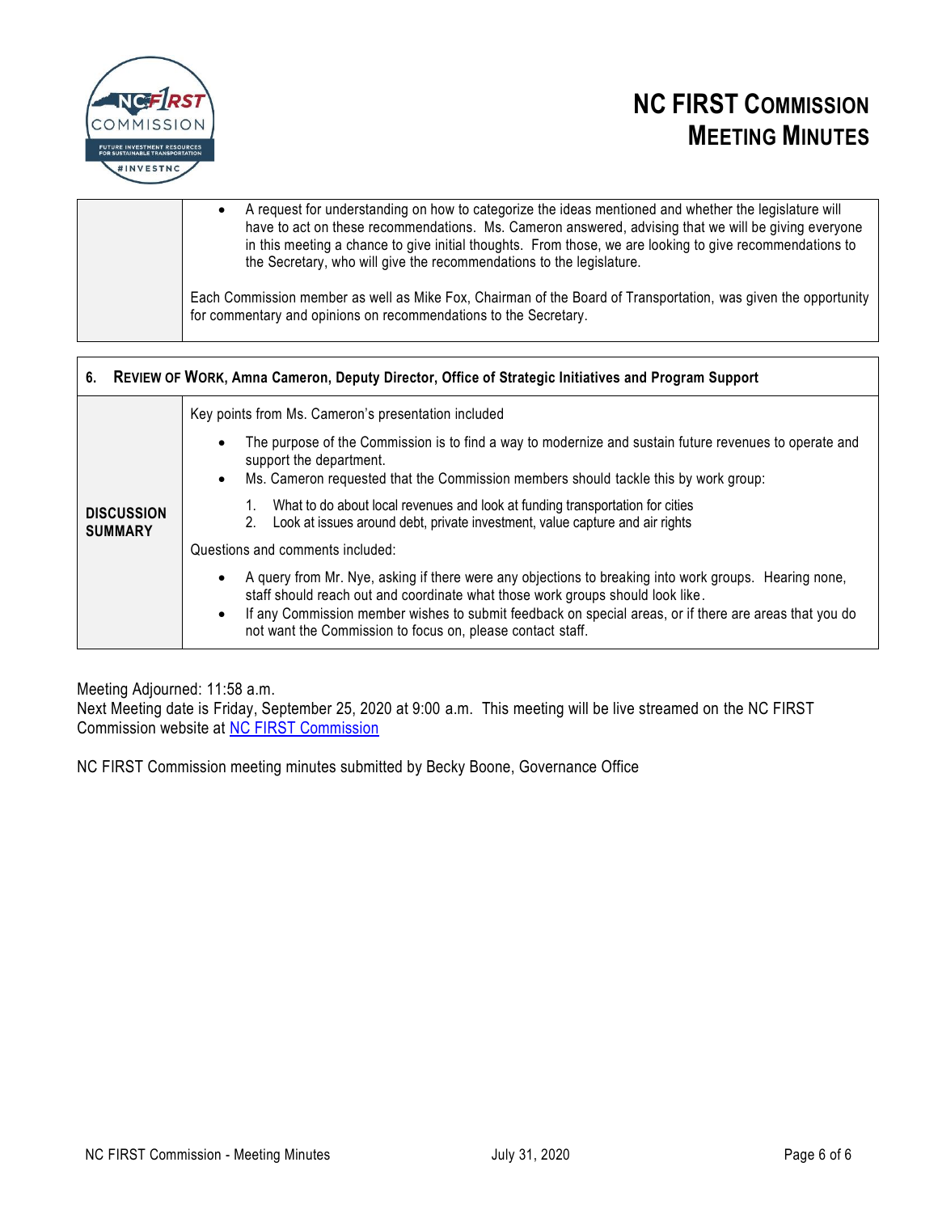# NC FIRST COMMISSION MEETING MINUTES

| | |
|---|---|
| | • A request for understanding on how to categorize the ideas mentioned and whether the legislature will have to act on these recommendations. Ms. Cameron answered, advising that we will be giving everyone in this meeting a chance to give initial thoughts. From those, we are looking to give recommendations to the Secretary, who will give the recommendations to the legislature.<br><br>Each Commission member as well as Mike Fox, Chairman of the Board of Transportation, was given the opportunity for commentary and opinions on recommendations to the Secretary. |

| **6. REVIEW OF WORK, Amna Cameron, Deputy Director, Office of Strategic Initiatives and Program Support** | |
|---|---|
| **DISCUSSION SUMMARY** | Key points from Ms. Cameron's presentation included<br><br>• The purpose of the Commission is to find a way to modernize and sustain future revenues to operate and support the department.<br>• Ms. Cameron requested that the Commission members should tackle this by work group:<br>1. What to do about local revenues and look at funding transportation for cities<br>2. Look at issues around debt, private investment, value capture and air rights<br><br>Questions and comments included:<br><br>• A query from Mr. Nye, asking if there were any objections to breaking into work groups. Hearing none, staff should reach out and coordinate what those work groups should look like.<br>• If any Commission member wishes to submit feedback on special areas, or if there are areas that you do not want the Commission to focus on, please contact staff. |

Meeting Adjourned: 11:58 a.m.
Next Meeting date is Friday, September 25, 2020 at 9:00 a.m. This meeting will be live streamed on the NC FIRST Commission website at [NC FIRST Commission]

NC FIRST Commission meeting minutes submitted by Becky Boone, Governance Office